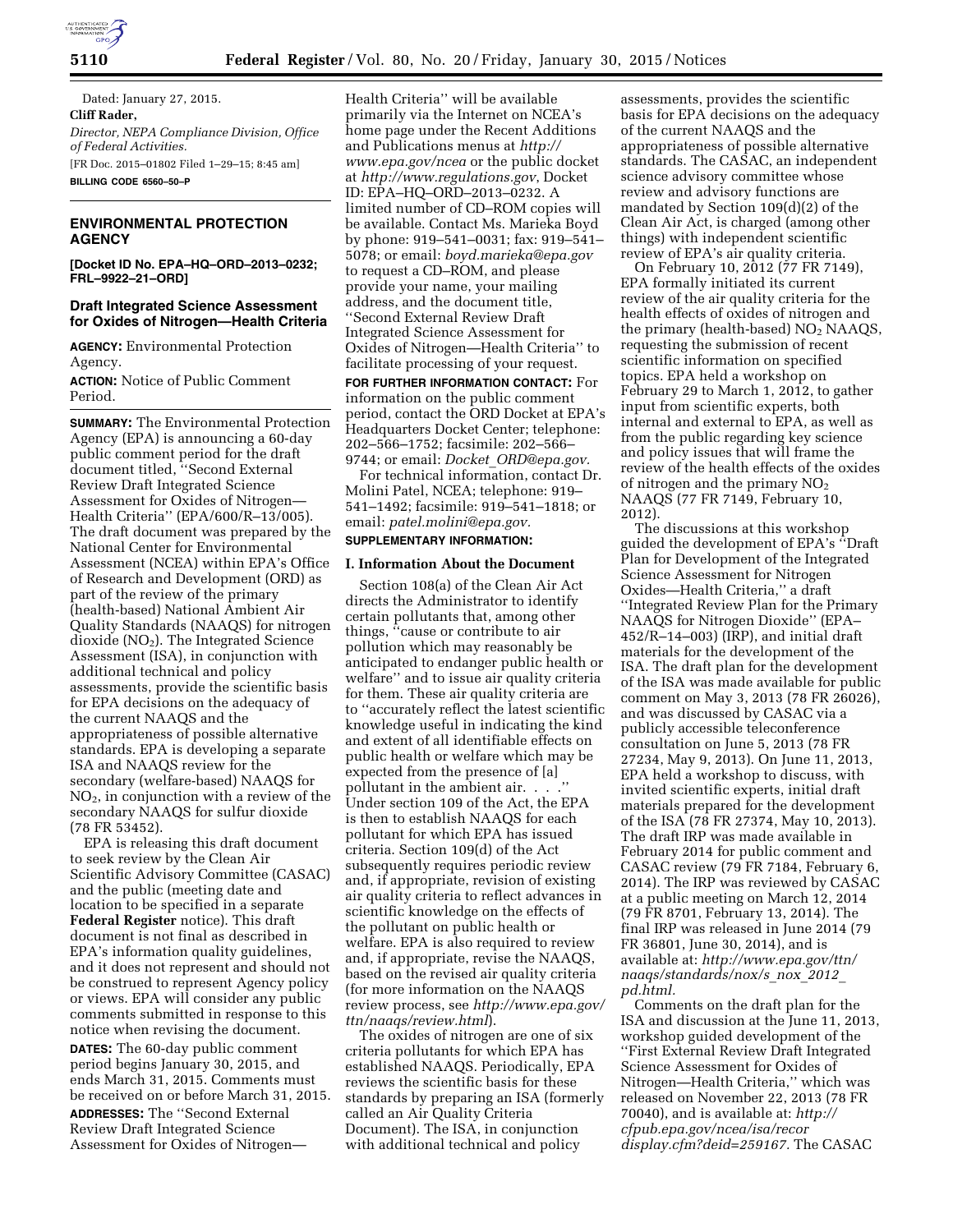Dated: January 27, 2015.

**Cliff Rader,**

*Director, NEPA Compliance Division, Office of Federal Activities.*

[FR Doc. 2015–01802 Filed 1–29–15; 8:45 am]

**BILLING CODE 6560–50–P**

## ENVIRONMENTAL PROTECTION AGENCY

**[Docket ID No. EPA–HQ–ORD–2013–0232; FRL–9922–21–ORD]**

### Draft Integrated Science Assessment for Oxides of Nitrogen—Health Criteria

**AGENCY:** Environmental Protection Agency.

**ACTION:** Notice of Public Comment Period.

**SUMMARY:** The Environmental Protection Agency (EPA) is announcing a 60-day public comment period for the draft document titled, ''Second External Review Draft Integrated Science Assessment for Oxides of Nitrogen—Health Criteria'' (EPA/600/R–13/005). The draft document was prepared by the National Center for Environmental Assessment (NCEA) within EPA's Office of Research and Development (ORD) as part of the review of the primary (health-based) National Ambient Air Quality Standards (NAAQS) for nitrogen dioxide ($NO_2$). The Integrated Science Assessment (ISA), in conjunction with additional technical and policy assessments, provide the scientific basis for EPA decisions on the adequacy of the current NAAQS and the appropriateness of possible alternative standards. EPA is developing a separate ISA and NAAQS review for the secondary (welfare-based) NAAQS for $NO_2$, in conjunction with a review of the secondary NAAQS for sulfur dioxide (78 FR 53452).

EPA is releasing this draft document to seek review by the Clean Air Scientific Advisory Committee (CASAC) and the public (meeting date and location to be specified in a separate **Federal Register** notice). This draft document is not final as described in EPA's information quality guidelines, and it does not represent and should not be construed to represent Agency policy or views. EPA will consider any public comments submitted in response to this notice when revising the document.

**DATES:** The 60-day public comment period begins January 30, 2015, and ends March 31, 2015. Comments must be received on or before March 31, 2015.

**ADDRESSES:** The ''Second External Review Draft Integrated Science Assessment for Oxides of Nitrogen—Health Criteria'' will be available primarily via the Internet on NCEA's home page under the Recent Additions and Publications menus at *http://www.epa.gov/ncea* or the public docket at *http://www.regulations.gov*, Docket ID: EPA–HQ–ORD–2013–0232. A limited number of CD–ROM copies will be available. Contact Ms. Marieka Boyd by phone: 919–541–0031; fax: 919–541–5078; or email: *boyd.marieka@epa.gov* to request a CD–ROM, and please provide your name, your mailing address, and the document title, ''Second External Review Draft Integrated Science Assessment for Oxides of Nitrogen—Health Criteria'' to facilitate processing of your request.

**FOR FURTHER INFORMATION CONTACT:** For information on the public comment period, contact the ORD Docket at EPA's Headquarters Docket Center; telephone: 202–566–1752; facsimile: 202–566–9744; or email: *Docket_ORD@epa.gov*.

For technical information, contact Dr. Molini Patel, NCEA; telephone: 919–541–1492; facsimile: 919–541–1818; or email: *patel.molini@epa.gov*.

**SUPPLEMENTARY INFORMATION:**

#### I. Information About the Document

Section 108(a) of the Clean Air Act directs the Administrator to identify certain pollutants that, among other things, ''cause or contribute to air pollution which may reasonably be anticipated to endanger public health or welfare'' and to issue air quality criteria for them. These air quality criteria are to ''accurately reflect the latest scientific knowledge useful in indicating the kind and extent of all identifiable effects on public health or welfare which may be expected from the presence of [a] pollutant in the ambient air. . . .'' Under section 109 of the Act, the EPA is then to establish NAAQS for each pollutant for which EPA has issued criteria. Section 109(d) of the Act subsequently requires periodic review and, if appropriate, revision of existing air quality criteria to reflect advances in scientific knowledge on the effects of the pollutant on public health or welfare. EPA is also required to review and, if appropriate, revise the NAAQS, based on the revised air quality criteria (for more information on the NAAQS review process, see *http://www.epa.gov/ttn/naaqs/review.html*).

The oxides of nitrogen are one of six criteria pollutants for which EPA has established NAAQS. Periodically, EPA reviews the scientific basis for these standards by preparing an ISA (formerly called an Air Quality Criteria Document). The ISA, in conjunction with additional technical and policy assessments, provides the scientific basis for EPA decisions on the adequacy of the current NAAQS and the appropriateness of possible alternative standards. The CASAC, an independent science advisory committee whose review and advisory functions are mandated by Section 109(d)(2) of the Clean Air Act, is charged (among other things) with independent scientific review of EPA's air quality criteria.

On February 10, 2012 (77 FR 7149), EPA formally initiated its current review of the air quality criteria for the health effects of oxides of nitrogen and the primary (health-based) $NO_2$ NAAQS, requesting the submission of recent scientific information on specified topics. EPA held a workshop on February 29 to March 1, 2012, to gather input from scientific experts, both internal and external to EPA, as well as from the public regarding key science and policy issues that will frame the review of the health effects of the oxides of nitrogen and the primary $NO_2$ NAAQS (77 FR 7149, February 10, 2012).

The discussions at this workshop guided the development of EPA's ''Draft Plan for Development of the Integrated Science Assessment for Nitrogen Oxides—Health Criteria,'' a draft ''Integrated Review Plan for the Primary NAAQS for Nitrogen Dioxide'' (EPA–452/R–14–003) (IRP), and initial draft materials for the development of the ISA. The draft plan for the development of the ISA was made available for public comment on May 3, 2013 (78 FR 26026), and was discussed by CASAC via a publicly accessible teleconference consultation on June 5, 2013 (78 FR 27234, May 9, 2013). On June 11, 2013, EPA held a workshop to discuss, with invited scientific experts, initial draft materials prepared for the development of the ISA (78 FR 27374, May 10, 2013). The draft IRP was made available in February 2014 for public comment and CASAC review (79 FR 7184, February 6, 2014). The IRP was reviewed by CASAC at a public meeting on March 12, 2014 (79 FR 8701, February 13, 2014). The final IRP was released in June 2014 (79 FR 36801, June 30, 2014), and is available at: *http://www.epa.gov/ttn/naaqs/standards/nox/s_nox_2012_pd.html.*

Comments on the draft plan for the ISA and discussion at the June 11, 2013, workshop guided development of the ''First External Review Draft Integrated Science Assessment for Oxides of Nitrogen—Health Criteria,'' which was released on November 22, 2013 (78 FR 70040), and is available at: *http://cfpub.epa.gov/ncea/isa/recordisplay.cfm?deid=259167.* The CASAC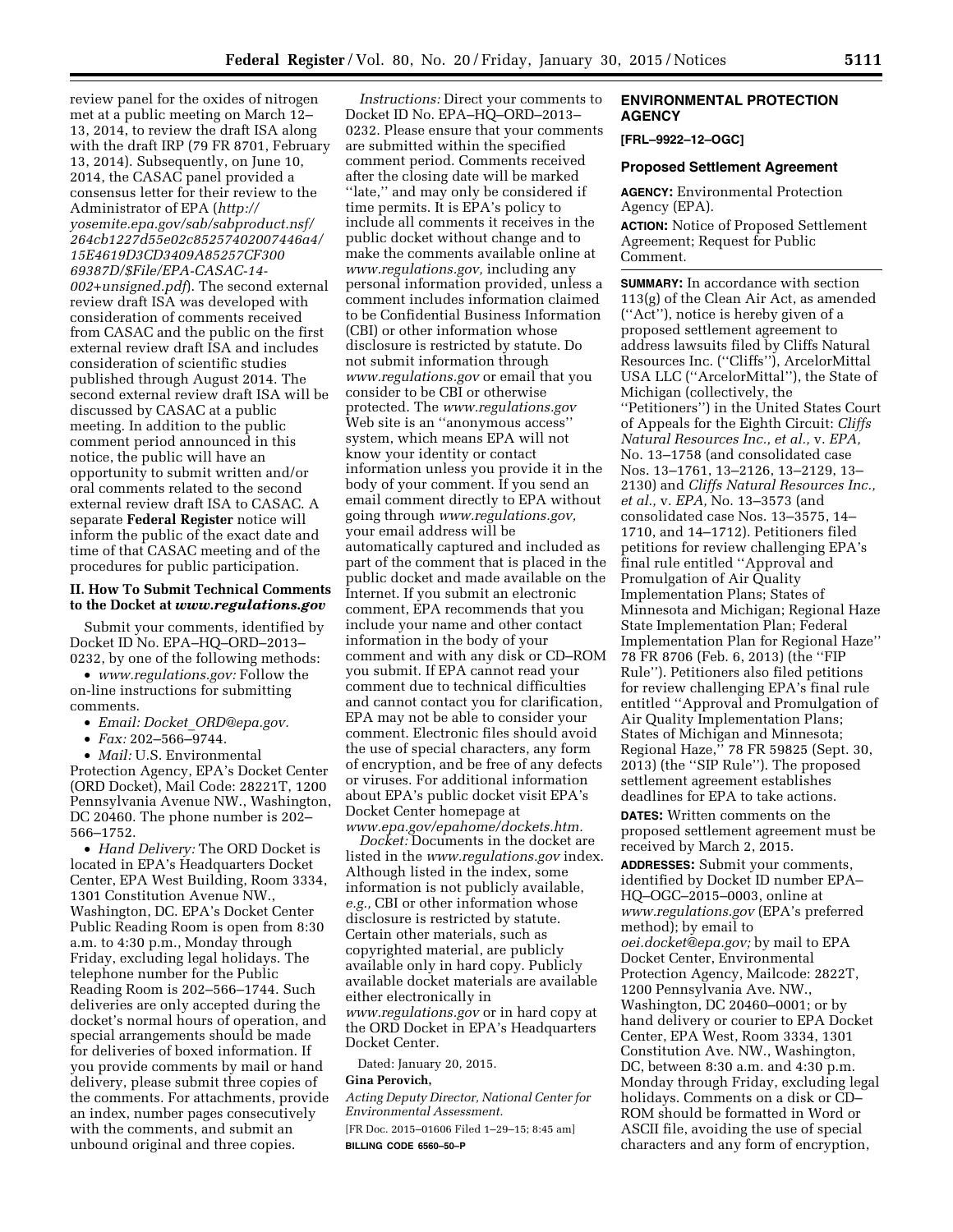review panel for the oxides of nitrogen met at a public meeting on March 12–13, 2014, to review the draft ISA along with the draft IRP (79 FR 8701, February 13, 2014). Subsequently, on June 10, 2014, the CASAC panel provided a consensus letter for their review to the Administrator of EPA (*http://yosemite.epa.gov/sab/sabproduct.nsf/264cb1227d55e02c85257402007446a4/15E4619D3CD3409A85257CF30069387D/$File/EPA-CASAC-14-002+unsigned.pdf*). The second external review draft ISA was developed with consideration of comments received from CASAC and the public on the first external review draft ISA and includes consideration of scientific studies published through August 2014. The second external review draft ISA will be discussed by CASAC at a public meeting. In addition to the public comment period announced in this notice, the public will have an opportunity to submit written and/or oral comments related to the second external review draft ISA to CASAC. A separate **Federal Register** notice will inform the public of the exact date and time of that CASAC meeting and of the procedures for public participation.

## II. How To Submit Technical Comments to the Docket at *www.regulations.gov*

Submit your comments, identified by Docket ID No. EPA–HQ–ORD–2013–0232, by one of the following methods:

- *www.regulations.gov:* Follow the on-line instructions for submitting comments.
- *Email: Docket_ORD@epa.gov.*
- *Fax:* 202–566–9744.
- *Mail:* U.S. Environmental Protection Agency, EPA's Docket Center (ORD Docket), Mail Code: 28221T, 1200 Pennsylvania Avenue NW., Washington, DC 20460. The phone number is 202–566–1752.
- *Hand Delivery:* The ORD Docket is located in EPA's Headquarters Docket Center, EPA West Building, Room 3334, 1301 Constitution Avenue NW., Washington, DC. EPA's Docket Center Public Reading Room is open from 8:30 a.m. to 4:30 p.m., Monday through Friday, excluding legal holidays. The telephone number for the Public Reading Room is 202–566–1744. Such deliveries are only accepted during the docket's normal hours of operation, and special arrangements should be made for deliveries of boxed information. If you provide comments by mail or hand delivery, please submit three copies of the comments. For attachments, provide an index, number pages consecutively with the comments, and submit an unbound original and three copies.

*Instructions:* Direct your comments to Docket ID No. EPA–HQ–ORD–2013–0232. Please ensure that your comments are submitted within the specified comment period. Comments received after the closing date will be marked "late," and may only be considered if time permits. It is EPA's policy to include all comments it receives in the public docket without change and to make the comments available online at *www.regulations.gov,* including any personal information provided, unless a comment includes information claimed to be Confidential Business Information (CBI) or other information whose disclosure is restricted by statute. Do not submit information through *www.regulations.gov* or email that you consider to be CBI or otherwise protected. The *www.regulations.gov* Web site is an "anonymous access" system, which means EPA will not know your identity or contact information unless you provide it in the body of your comment. If you send an email comment directly to EPA without going through *www.regulations.gov,* your email address will be automatically captured and included as part of the comment that is placed in the public docket and made available on the Internet. If you submit an electronic comment, EPA recommends that you include your name and other contact information in the body of your comment and with any disk or CD–ROM you submit. If EPA cannot read your comment due to technical difficulties and cannot contact you for clarification, EPA may not be able to consider your comment. Electronic files should avoid the use of special characters, any form of encryption, and be free of any defects or viruses. For additional information about EPA's public docket visit EPA's Docket Center homepage at *www.epa.gov/epahome/dockets.htm.*

*Docket:* Documents in the docket are listed in the *www.regulations.gov* index. Although listed in the index, some information is not publicly available, *e.g.,* CBI or other information whose disclosure is restricted by statute. Certain other materials, such as copyrighted material, are publicly available only in hard copy. Publicly available docket materials are available either electronically in *www.regulations.gov* or in hard copy at the ORD Docket in EPA's Headquarters Docket Center.

Dated: January 20, 2015.

**Gina Perovich,**

*Acting Deputy Director, National Center for Environmental Assessment.*

[FR Doc. 2015–01606 Filed 1–29–15; 8:45 am]

**BILLING CODE 6560–50–P**

## ENVIRONMENTAL PROTECTION AGENCY

**[FRL–9922–12–OGC]**

### Proposed Settlement Agreement

**AGENCY:** Environmental Protection Agency (EPA).

**ACTION:** Notice of Proposed Settlement Agreement; Request for Public Comment.

**SUMMARY:** In accordance with section 113(g) of the Clean Air Act, as amended ("Act"), notice is hereby given of a proposed settlement agreement to address lawsuits filed by Cliffs Natural Resources Inc. ("Cliffs"), ArcelorMittal USA LLC ("ArcelorMittal"), the State of Michigan (collectively, the "Petitioners") in the United States Court of Appeals for the Eighth Circuit: *Cliffs Natural Resources Inc., et al.,* v. *EPA,* No. 13–1758 (and consolidated case Nos. 13–1761, 13–2126, 13–2129, 13–2130) and *Cliffs Natural Resources Inc., et al.,* v. *EPA,* No. 13–3573 (and consolidated case Nos. 13–3575, 14–1710, and 14–1712). Petitioners filed petitions for review challenging EPA's final rule entitled "Approval and Promulgation of Air Quality Implementation Plans; States of Minnesota and Michigan; Regional Haze State Implementation Plan; Federal Implementation Plan for Regional Haze" 78 FR 8706 (Feb. 6, 2013) (the "FIP Rule"). Petitioners also filed petitions for review challenging EPA's final rule entitled "Approval and Promulgation of Air Quality Implementation Plans; States of Michigan and Minnesota; Regional Haze," 78 FR 59825 (Sept. 30, 2013) (the "SIP Rule"). The proposed settlement agreement establishes deadlines for EPA to take actions.

**DATES:** Written comments on the proposed settlement agreement must be received by March 2, 2015.

**ADDRESSES:** Submit your comments, identified by Docket ID number EPA–HQ–OGC–2015–0003, online at *www.regulations.gov* (EPA's preferred method); by email to *oei.docket@epa.gov;* by mail to EPA Docket Center, Environmental Protection Agency, Mailcode: 2822T, 1200 Pennsylvania Ave. NW., Washington, DC 20460–0001; or by hand delivery or courier to EPA Docket Center, EPA West, Room 3334, 1301 Constitution Ave. NW., Washington, DC, between 8:30 a.m. and 4:30 p.m. Monday through Friday, excluding legal holidays. Comments on a disk or CD–ROM should be formatted in Word or ASCII file, avoiding the use of special characters and any form of encryption,